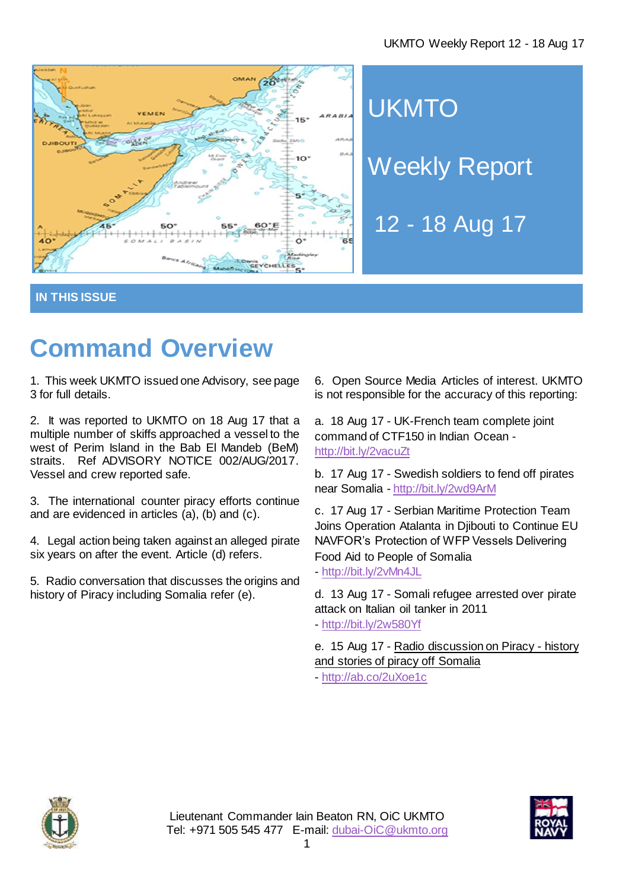# UKMTO

# Weekly Report

## 12 - 18 Aug 17

**IN THIS ISSUE**

# Command Overview

1. This week UKMTO issued one Advisory, see page 3 for full details.

2. It was reported to UKMTO on 18 Aug 17 that a multiple number of skiffs approached a vessel to the west of Perim Island in the Bab El Mandeb (BeM) straits. Ref ADVISORY NOTICE 002/AUG/2017. Vessel and crew reported safe.

3. The international counter piracy efforts continue and are evidenced in articles (a), (b) and (c).

4. Legal action being taken against an alleged pirate six years on after the event. Article (d) refers.

5. Radio conversation that discusses the origins and history of Piracy including Somalia refer (e).

6. Open Source Media Articles of interest. UKMTO is not responsible for the accuracy of this reporting:

a. 18 Aug 17 - UK-French team complete joint command of CTF150 in Indian Ocean - http://bit.ly/2vacuZt

b. 17 Aug 17 - Swedish soldiers to fend off pirates near Somalia - http://bit.ly/2wd9ArM

c. 17 Aug 17 - Serbian Maritime Protection Team Joins Operation Atalanta in Djibouti to Continue EU NAVFOR's Protection of WFP Vessels Delivering Food Aid to People of Somalia - http://bit.ly/2vMn4JL

d. 13 Aug 17 - Somali refugee arrested over pirate attack on Italian oil tanker in 2011 - http://bit.ly/2w580Yf

e. 15 Aug 17 - Radio discussion on Piracy - history and stories of piracy off Somalia - http://ab.co/2uXoe1c

Lieutenant Commander Iain Beaton RN, OiC UKMTO
Tel: +971 505 545 477 E-mail: dubai-OiC@ukmto.org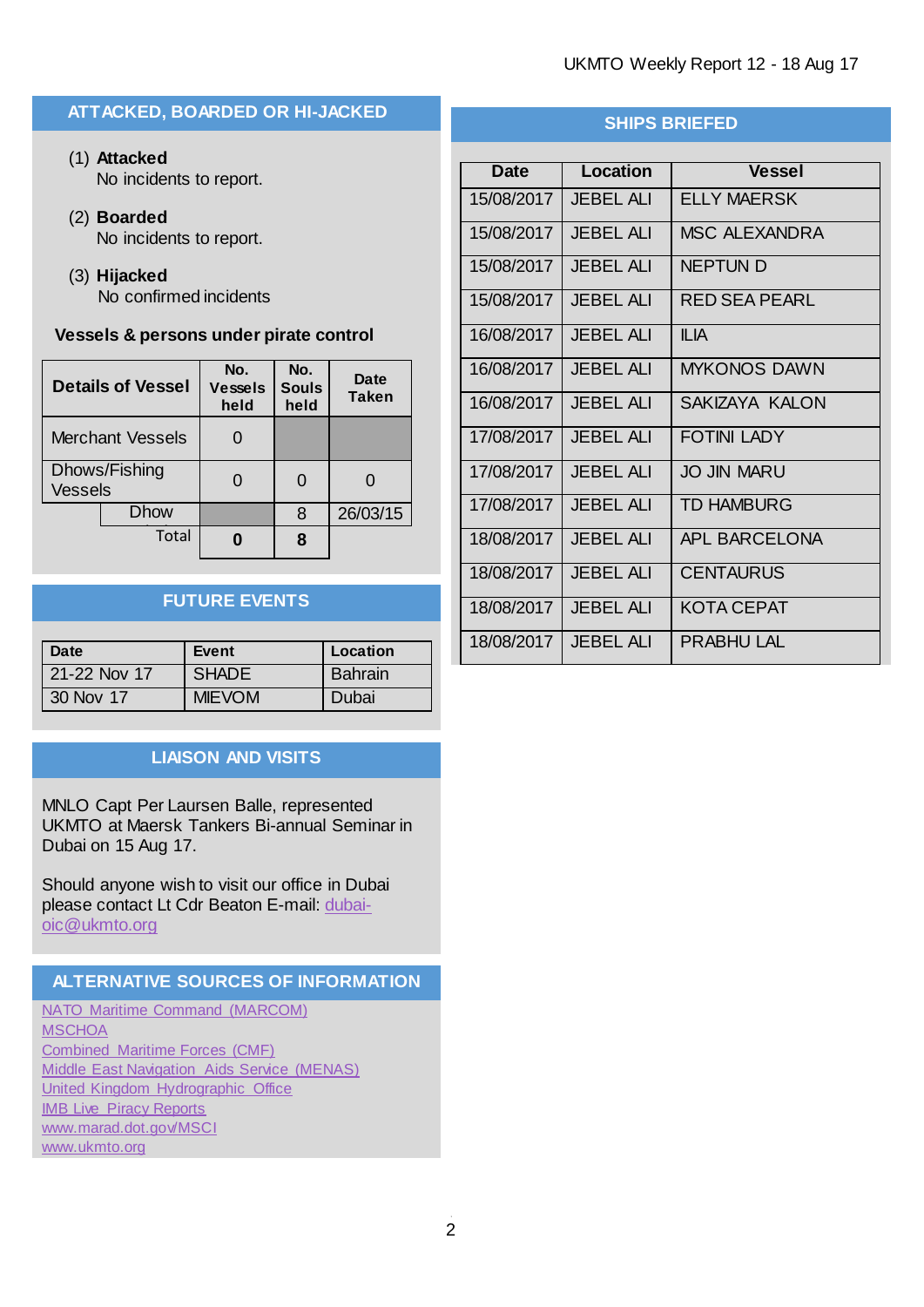## ATTACKED, BOARDED OR HI-JACKED

(1) **Attacked**
No incidents to report.

(2) **Boarded**
No incidents to report.

(3) **Hijacked**
No confirmed incidents

**Vessels & persons under pirate control**

| Details of Vessel | | No. Vessels held | No. Souls held | Date Taken |
|---|---|---|---|---|
| Merchant Vessels | | 0 | | |
| Dhows/Fishing Vessels | | 0 | 0 | 0 |
| | Dhow | | 8 | 26/03/15 |
| | Total | **0** | **8** | |

## FUTURE EVENTS

| Date | Event | Location |
|---|---|---|
| 21-22 Nov 17 | SHADE | Bahrain |
| 30 Nov 17 | MIEVOM | Dubai |

## LIAISON AND VISITS

MNLO Capt Per Laursen Balle, represented UKMTO at Maersk Tankers Bi-annual Seminar in Dubai on 15 Aug 17.

Should anyone wish to visit our office in Dubai please contact Lt Cdr Beaton E-mail: dubai-oic@ukmto.org

## ALTERNATIVE SOURCES OF INFORMATION

NATO Maritime Command (MARCOM)
MSCHOA
Combined Maritime Forces (CMF)
Middle East Navigation Aids Service (MENAS)
United Kingdom Hydrographic Office
IMB Live Piracy Reports
www.marad.dot.gov/MSCI
www.ukmto.org

## SHIPS BRIEFED

| Date | Location | Vessel |
|---|---|---|
| 15/08/2017 | JEBEL ALI | ELLY MAERSK |
| 15/08/2017 | JEBEL ALI | MSC ALEXANDRA |
| 15/08/2017 | JEBEL ALI | NEPTUN D |
| 15/08/2017 | JEBEL ALI | RED SEA PEARL |
| 16/08/2017 | JEBEL ALI | ILIA |
| 16/08/2017 | JEBEL ALI | MYKONOS DAWN |
| 16/08/2017 | JEBEL ALI | SAKIZAYA KALON |
| 17/08/2017 | JEBEL ALI | FOTINI LADY |
| 17/08/2017 | JEBEL ALI | JO JIN MARU |
| 17/08/2017 | JEBEL ALI | TD HAMBURG |
| 18/08/2017 | JEBEL ALI | APL BARCELONA |
| 18/08/2017 | JEBEL ALI | CENTAURUS |
| 18/08/2017 | JEBEL ALI | KOTA CEPAT |
| 18/08/2017 | JEBEL ALI | PRABHU LAL |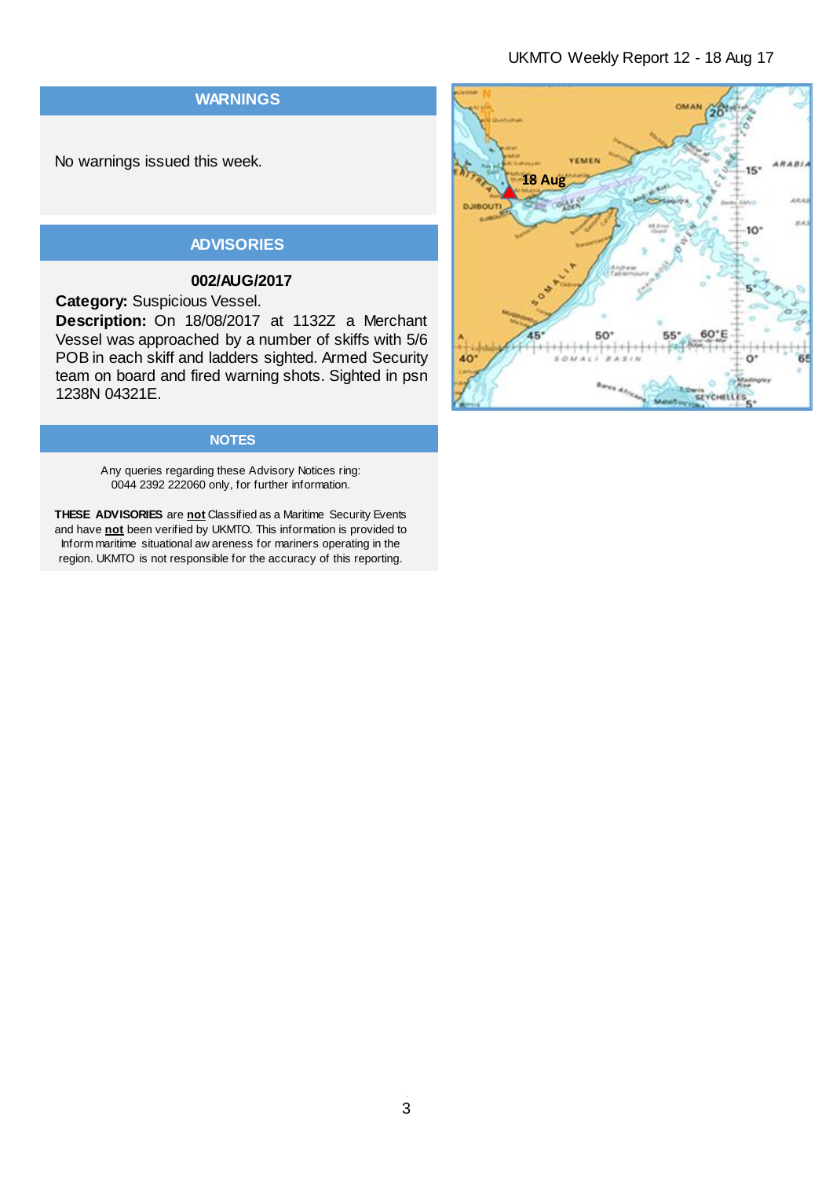## WARNINGS

No warnings issued this week.

## ADVISORIES

### 002/AUG/2017

**Category:** Suspicious Vessel.

**Description:** On 18/08/2017 at 1132Z a Merchant Vessel was approached by a number of skiffs with 5/6 POB in each skiff and ladders sighted. Armed Security team on board and fired warning shots. Sighted in psn 1238N 04321E.

## NOTES

Any queries regarding these Advisory Notices ring: 0044 2392 222060 only, for further information.

**THESE ADVISORIES** are **not** Classified as a Maritime Security Events and have **not** been verified by UKMTO. This information is provided to Inform maritime situational awareness for mariners operating in the region. UKMTO is not responsible for the accuracy of this reporting.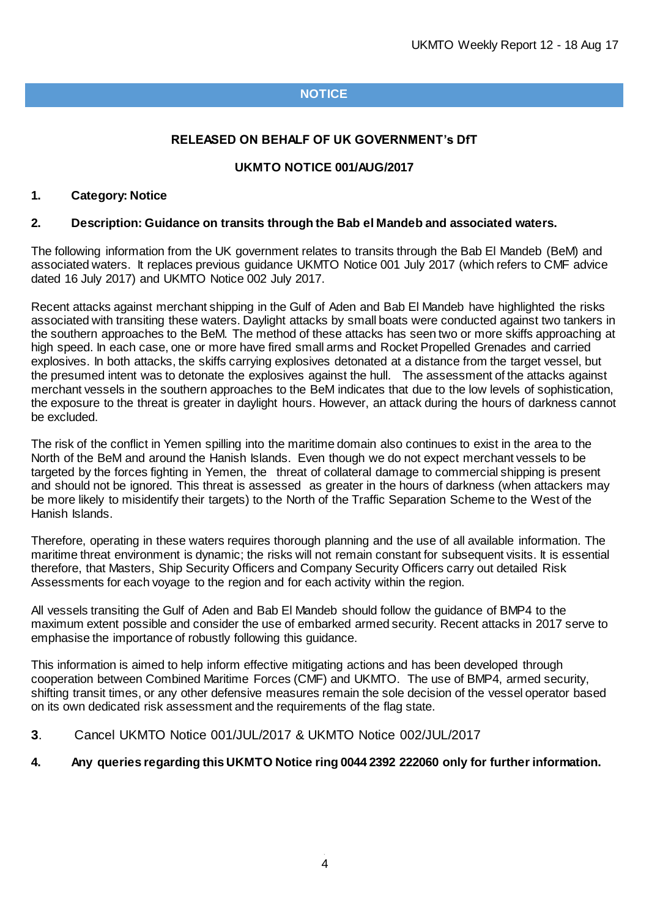## NOTICE

**RELEASED ON BEHALF OF UK GOVERNMENT's DfT**

**UKMTO NOTICE 001/AUG/2017**

**1. Category: Notice**

**2. Description: Guidance on transits through the Bab el Mandeb and associated waters.**

The following information from the UK government relates to transits through the Bab El Mandeb (BeM) and associated waters. It replaces previous guidance UKMTO Notice 001 July 2017 (which refers to CMF advice dated 16 July 2017) and UKMTO Notice 002 July 2017.

Recent attacks against merchant shipping in the Gulf of Aden and Bab El Mandeb have highlighted the risks associated with transiting these waters. Daylight attacks by small boats were conducted against two tankers in the southern approaches to the BeM. The method of these attacks has seen two or more skiffs approaching at high speed. In each case, one or more have fired small arms and Rocket Propelled Grenades and carried explosives. In both attacks, the skiffs carrying explosives detonated at a distance from the target vessel, but the presumed intent was to detonate the explosives against the hull. The assessment of the attacks against merchant vessels in the southern approaches to the BeM indicates that due to the low levels of sophistication, the exposure to the threat is greater in daylight hours. However, an attack during the hours of darkness cannot be excluded.

The risk of the conflict in Yemen spilling into the maritime domain also continues to exist in the area to the North of the BeM and around the Hanish Islands. Even though we do not expect merchant vessels to be targeted by the forces fighting in Yemen, the threat of collateral damage to commercial shipping is present and should not be ignored. This threat is assessed as greater in the hours of darkness (when attackers may be more likely to misidentify their targets) to the North of the Traffic Separation Scheme to the West of the Hanish Islands.

Therefore, operating in these waters requires thorough planning and the use of all available information. The maritime threat environment is dynamic; the risks will not remain constant for subsequent visits. It is essential therefore, that Masters, Ship Security Officers and Company Security Officers carry out detailed Risk Assessments for each voyage to the region and for each activity within the region.

All vessels transiting the Gulf of Aden and Bab El Mandeb should follow the guidance of BMP4 to the maximum extent possible and consider the use of embarked armed security. Recent attacks in 2017 serve to emphasise the importance of robustly following this guidance.

This information is aimed to help inform effective mitigating actions and has been developed through cooperation between Combined Maritime Forces (CMF) and UKMTO. The use of BMP4, armed security, shifting transit times, or any other defensive measures remain the sole decision of the vessel operator based on its own dedicated risk assessment and the requirements of the flag state.

**3**. Cancel UKMTO Notice 001/JUL/2017 & UKMTO Notice 002/JUL/2017

**4. Any queries regarding this UKMTO Notice ring 0044 2392 222060 only for further information.**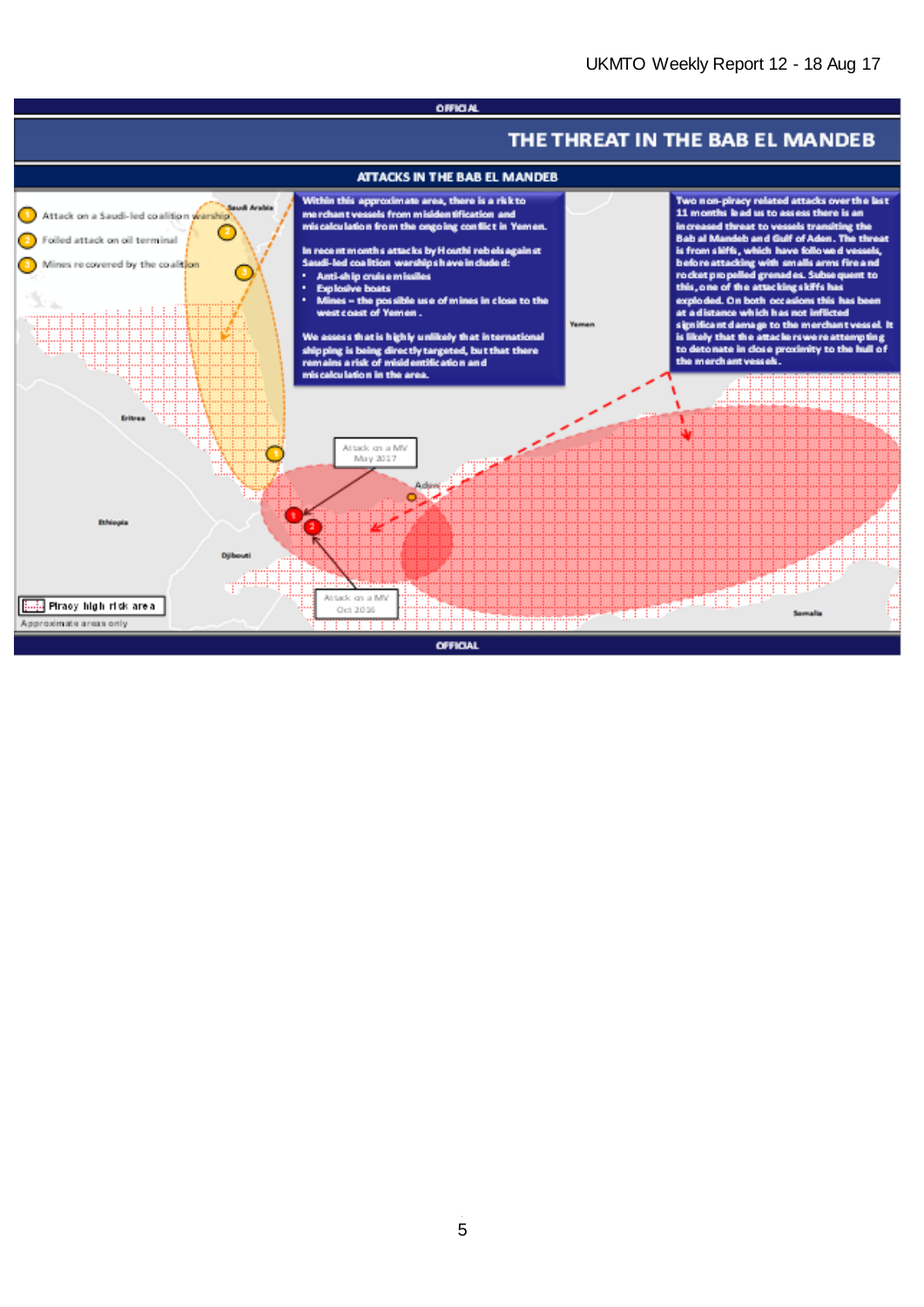OFFICIAL

# THE THREAT IN THE BAB EL MANDEB

## ATTACKS IN THE BAB EL MANDEB

1 Attack on a Saudi-led coalition warship

2 Foiled attack on oil terminal

3 Mines recovered by the coalition

Within this approximate area, there is a risk to merchant vessels from misidentification and miscalculation from the ongoing conflict in Yemen.

In recent months attacks by Houthi rebels against Saudi-led coalition warships have included:

- Anti-ship cruise missiles
- Explosive boats
- Mines – the possible use of mines in close to the west coast of Yemen.

We assess that is highly unlikely that international shipping is being directly targeted, but that there remains a risk of misidentification and miscalculation in the area.

Two non-piracy related attacks over the last 11 months lead us to assess there is an increased threat to vessels transiting the Bab al Mandeb and Gulf of Aden. The threat is from skiffs, which have followed vessels, before attacking with small arms fire and rocket propelled grenades. Subsequent to this, one of the attacking skiffs has exploded. On both occasions this has been at a distance which has not inflicted significant damage to the merchant vessel. It is likely that the attackers were attempting to detonate in close proximity to the hull of the merchant vessels.

Saudi Arabia

Yemen

Eritrea

Ethiopia

Djibouti

Somalia

Aden

Attack on a MV May 2017

Attack on a MV Oct 2016

Piracy high risk area

Approximate areas only

OFFICIAL